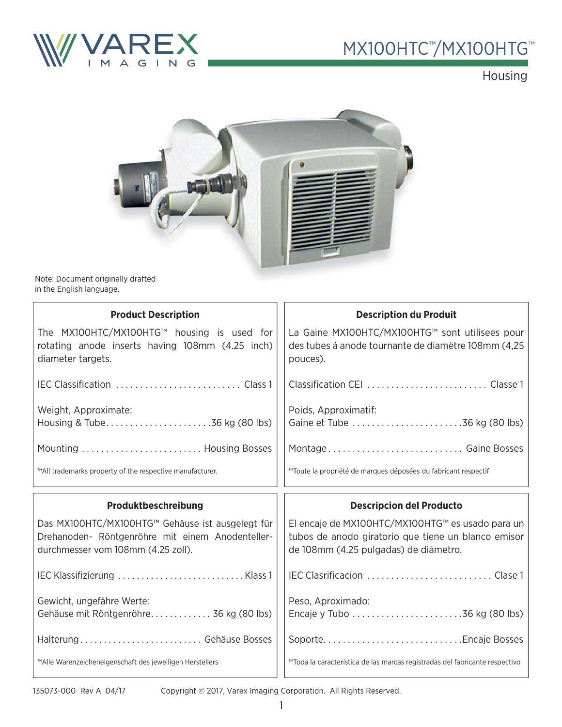# MX100HTC™/MX100HTG™

## Housing

Note: Document originally drafted in the English language.

### Product Description

The MX100HTC/MX100HTG™ housing is used for rotating anode inserts having 108mm (4.25 inch) diameter targets.

IEC Classification .......................... Class 1

Weight, Approximate:
Housing & Tube...................... 36 kg (80 lbs)

Mounting ......................... Housing Bosses

™All trademarks property of the respective manufacturer.

### Description du Produit

La Gaine MX100HTC/MX100HTG™ sont utilisees pour des tubes á anode tournante de diamètre 108mm (4,25 pouces).

Classification CEI ......................... Classe 1

Poids, Approximatif:
Gaine et Tube ....................... 36 kg (80 lbs)

Montage ............................ Gaine Bosses

™Toute la propriété de marques déposées du fabricant respectif

### Produktbeschreibung

Das MX100HTC/MX100HTG™ Gehäuse ist ausgelegt für Drehanoden- Röntgenröhre mit einem Anodenteller-durchmesser vom 108mm (4.25 zoll).

IEC Klassifizierung ........................... Klass 1

Gewicht, ungefähre Werte:
Gehäuse mit Röntgenröhre............. 36 kg (80 lbs)

Halterung .......................... Gehäuse Bosses

™Alle Warenzeicheneigenschaft des jeweiligen Herstellers

### Descripcion del Producto

El encaje de MX100HTC/MX100HTG™ es usado para un tubos de anodo giratorio que tiene un blanco emisor de 108mm (4.25 pulgadas) de diámetro.

IEC Clasrificacion .......................... Clase 1

Peso, Aproximado:
Encaje y Tubo ....................... 36 kg (80 lbs)

Soporte............................ Encaje Bosses

™Toda la característica de las marcas registradas del fabricante respectivo

135073-000 Rev A 04/17 Copyright © 2017, Varex Imaging Corporation. All Rights Reserved.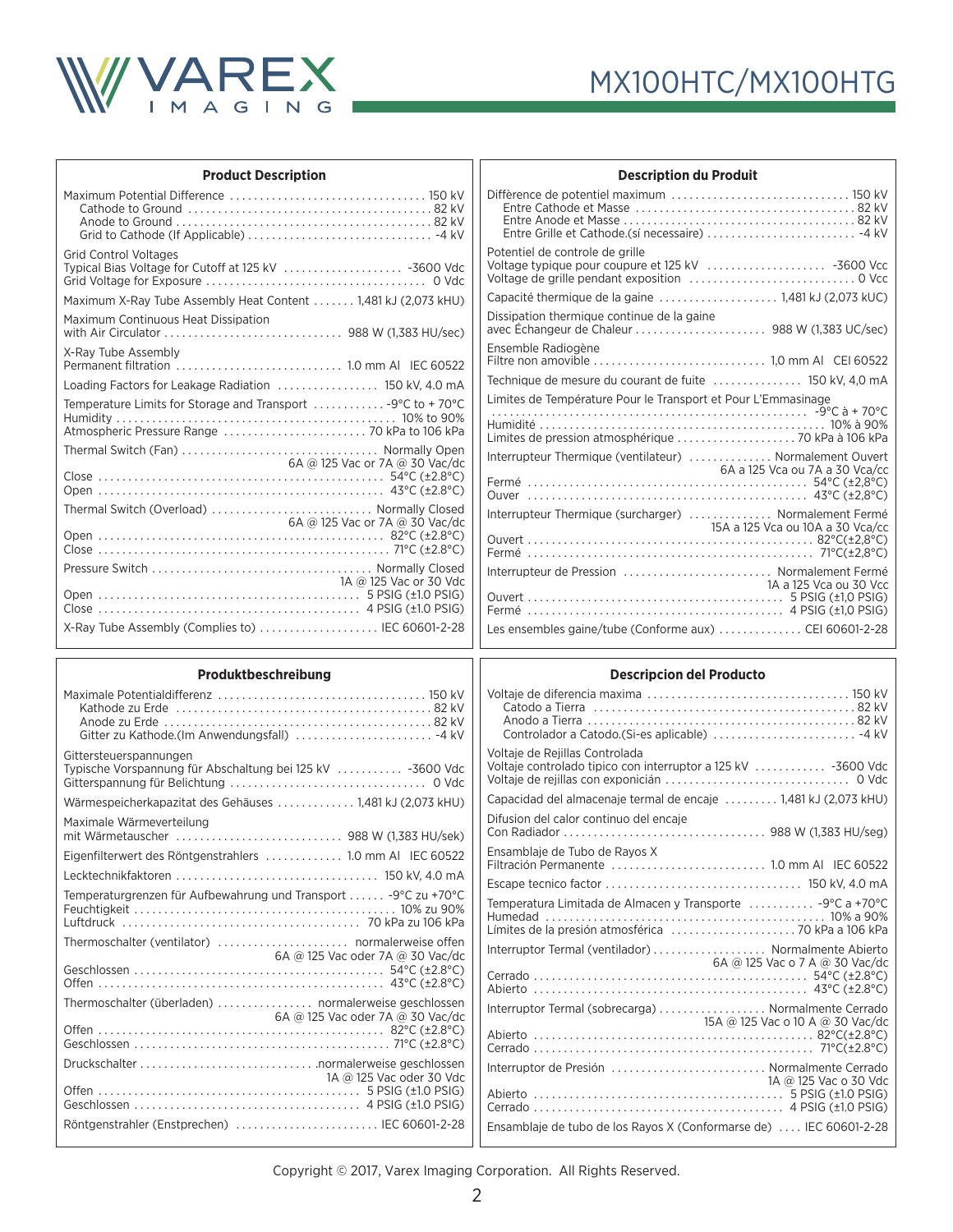## Product Description

| | |
|---|---|
| Maximum Potential Difference | 150 kV |
| Cathode to Ground | 82 kV |
| Anode to Ground | 82 kV |
| Grid to Cathode (If Applicable) | -4 kV |
| Grid Control Voltages | |
| Typical Bias Voltage for Cutoff at 125 kV | -3600 Vdc |
| Grid Voltage for Exposure | 0 Vdc |
| Maximum X-Ray Tube Assembly Heat Content | 1,481 kJ (2,073 kHU) |
| Maximum Continuous Heat Dissipation with Air Circulator | 988 W (1,383 HU/sec) |
| X-Ray Tube Assembly Permanent filtration | 1.0 mm Al IEC 60522 |
| Loading Factors for Leakage Radiation | 150 kV, 4.0 mA |
| Temperature Limits for Storage and Transport | -9°C to + 70°C |
| Humidity | 10% to 90% |
| Atmospheric Pressure Range | 70 kPa to 106 kPa |
| Thermal Switch (Fan) | Normally Open 6A @ 125 Vac or 7A @ 30 Vac/dc |
| Close | 54°C (±2.8°C) |
| Open | 43°C (±2.8°C) |
| Thermal Switch (Overload) | Normally Closed 6A @ 125 Vac or 7A @ 30 Vac/dc |
| Open | 82°C (±2.8°C) |
| Close | 71°C (±2.8°C) |
| Pressure Switch | Normally Closed 1A @ 125 Vac or 30 Vdc |
| Open | 5 PSIG (±1.0 PSIG) |
| Close | 4 PSIG (±1.0 PSIG) |
| X-Ray Tube Assembly (Complies to) | IEC 60601-2-28 |

## Description du Produit

| | |
|---|---|
| Diffèrence de potentiel maximum | 150 kV |
| Entre Cathode et Masse | 82 kV |
| Entre Anode et Masse | 82 kV |
| Entre Grille et Cathode.(sí necessaire) | -4 kV |
| Potentiel de controle de grille | |
| Voltage typique pour coupure et 125 kV | -3600 Vcc |
| Voltage de grille pendant exposition | 0 Vcc |
| Capacité thermique de la gaine | 1,481 kJ (2,073 kUC) |
| Dissipation thermique continue de la gaine avec Échangeur de Chaleur | 988 W (1,383 UC/sec) |
| Ensemble Radiogène Filtre non amovible | 1,0 mm Al CEI 60522 |
| Technique de mesure du courant de fuite | 150 kV, 4,0 mA |
| Limites de Température Pour le Transport et Pour L'Emmasinage | -9°C à + 70°C |
| Humidité | 10% à 90% |
| Limites de pression atmosphérique | 70 kPa à 106 kPa |
| Interrupteur Thermique (ventilateur) | Normalement Ouvert 6A a 125 Vca ou 7A a 30 Vca/cc |
| Fermé | 54°C (±2,8°C) |
| Ouver | 43°C (±2,8°C) |
| Interrupteur Thermique (surcharger) | Normalement Fermé 15A a 125 Vca ou 10A a 30 Vca/cc |
| Ouvert | 82°C(±2,8°C) |
| Fermé | 71°C(±2,8°C) |
| Interrupteur de Pression | Normalement Fermé 1A a 125 Vca ou 30 Vcc |
| Ouvert | 5 PSIG (±1,0 PSIG) |
| Fermé | 4 PSIG (±1,0 PSIG) |
| Les ensembles gaine/tube (Conforme aux) | CEI 60601-2-28 |

## Produktbeschreibung

| | |
|---|---|
| Maximale Potentialdifferenz | 150 kV |
| Kathode zu Erde | 82 kV |
| Anode zu Erde | 82 kV |
| Gitter zu Kathode.(Im Anwendungsfall) | -4 kV |
| Gittersteuerspannungen | |
| Typische Vorspannung für Abschaltung bei 125 kV | -3600 Vdc |
| Gitterspannung für Belichtung | 0 Vdc |
| Wärmespeicherkapazitat des Gehäuses | 1,481 kJ (2,073 kHU) |
| Maximale Wärmeverteilung mit Wärmetauscher | 988 W (1,383 HU/sek) |
| Eigenfilterwert des Röntgenstrahlers | 1.0 mm Al IEC 60522 |
| Lecktechnikfaktoren | 150 kV, 4.0 mA |
| Temperaturgrenzen für Aufbewahrung und Transport | -9°C zu +70°C |
| Feuchtigkeit | 10% zu 90% |
| Luftdruck | 70 kPa zu 106 kPa |
| Thermoschalter (ventilator) | normalerweise offen 6A @ 125 Vac oder 7A @ 30 Vac/dc |
| Geschlossen | 54°C (±2.8°C) |
| Offen | 43°C (±2.8°C) |
| Thermoschalter (überladen) | normalerweise geschlossen 6A @ 125 Vac oder 7A @ 30 Vac/dc |
| Offen | 82°C (±2.8°C) |
| Geschlossen | 71°C (±2.8°C) |
| Druckschalter | normalerweise geschlossen 1A @ 125 Vac oder 30 Vdc |
| Offen | 5 PSIG (±1.0 PSIG) |
| Geschlossen | 4 PSIG (±1.0 PSIG) |
| Röntgenstrahler (Enstprechen) | IEC 60601-2-28 |

## Descripcion del Producto

| | |
|---|---|
| Voltaje de diferencia maxima | 150 kV |
| Catodo a Tierra | 82 kV |
| Anodo a Tierra | 82 kV |
| Controlador a Catodo.(Si-es aplicable) | -4 kV |
| Voltaje de Rejillas Controlada | |
| Voltaje controlado tipico con interruptor a 125 kV | -3600 Vdc |
| Voltaje de rejillas con exponición | 0 Vdc |
| Capacidad del almacenaje termal de encaje | 1,481 kJ (2,073 kHU) |
| Difusion del calor continuo del encaje Con Radiador | 988 W (1,383 HU/seg) |
| Ensamblaje de Tubo de Rayos X Filtración Permanente | 1.0 mm Al IEC 60522 |
| Escape tecnico factor | 150 kV, 4.0 mA |
| Temperatura Limitada de Almacen y Transporte | -9°C a +70°C |
| Humedad | 10% a 90% |
| Límites de la presión atmosférica | 70 kPa a 106 kPa |
| Interruptor Termal (ventilador) | Normalmente Abierto 6A @ 125 Vac o 7 A @ 30 Vac/dc |
| Cerrado | 54°C (±2.8°C) |
| Abierto | 43°C (±2.8°C) |
| Interruptor Termal (sobrecarga) | Normalmente Cerrado 15A @ 125 Vac o 10 A @ 30 Vac/dc |
| Abierto | 82°C(±2.8°C) |
| Cerrado | 71°C(±2.8°C) |
| Interruptor de Presión | Normalmente Cerrado 1A @ 125 Vac o 30 Vdc |
| Abierto | 5 PSIG (±1.0 PSIG) |
| Cerrado | 4 PSIG (±1.0 PSIG) |
| Ensamblaje de tubo de los Rayos X (Conformarse de) | IEC 60601-2-28 |

Copyright © 2017, Varex Imaging Corporation. All Rights Reserved.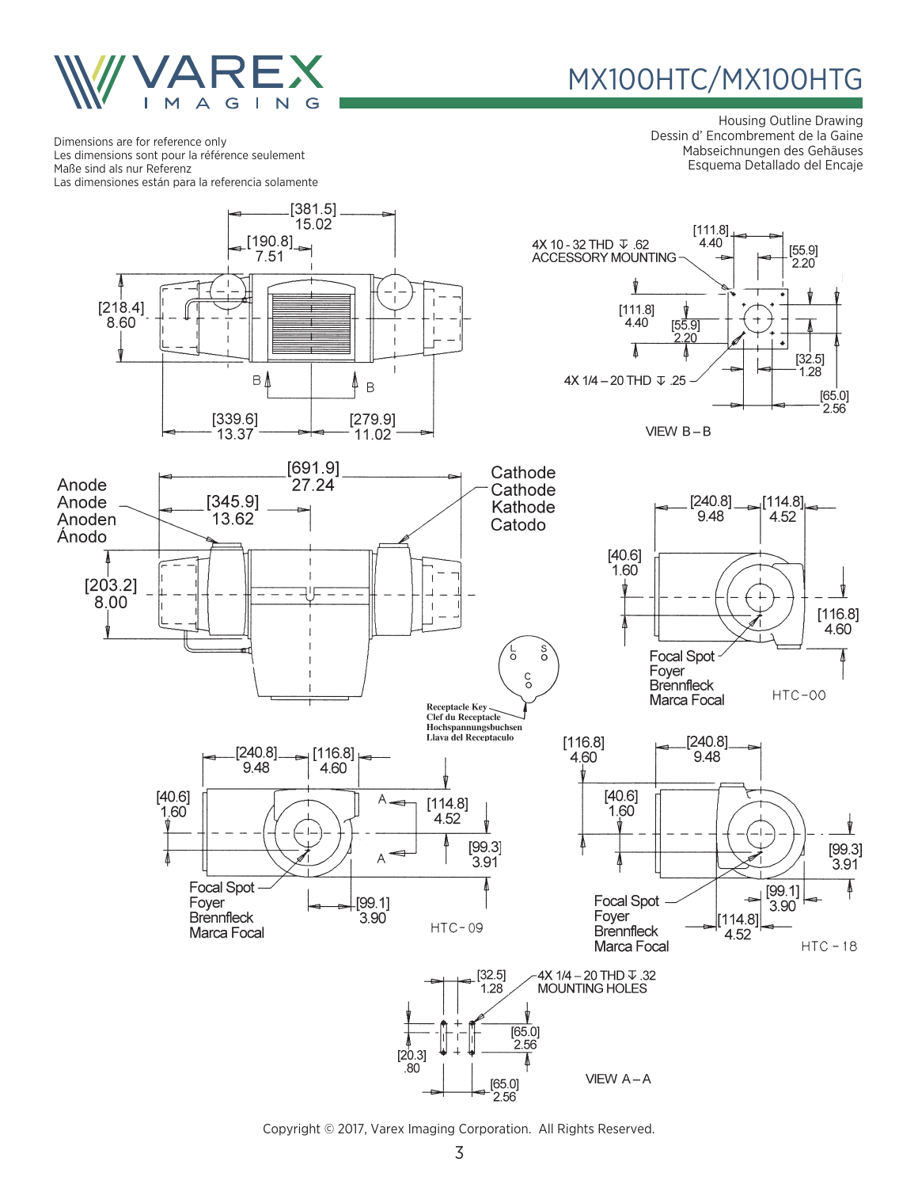# MX100HTC/MX100HTG

Housing Outline Drawing
Dessin d' Encombrement de la Gaine
Mabseichnungen des Gehäuses
Esquema Detallado del Encaje

Dimensions are for reference only
Les dimensions sont pour la référence seulement
Maße sind als nur Referenz
Las dimensiones están para la referencia solamente

[381.5] 15.02
[190.8] 7.51
[218.4] 8.60
B B
[339.6] 13.37
[279.9] 11.02

4X 10 - 32 THD ↧ .62 ACCESSORY MOUNTING
[111.8] 4.40
[55.9] 2.20
[111.8] 4.40
[55.9] 2.20
[32.5] 1.28
4X 1/4 – 20 THD ↧ .25
[65.0] 2.56
VIEW B – B

Anode
Anode
Anoden
Ánodo

[691.9] 27.24
[345.9] 13.62
[203.2] 8.00

Cathode
Cathode
Kathode
Catodo

L S C

Receptacle Key
Clef du Receptacle
Hochspannungsbuchsen
Llava del Receptaculo

[240.8] 9.48
[114.8] 4.52
[40.6] 1.60
[116.8] 4.60
Focal Spot
Foyer
Brennfleck
Marca Focal
HTC-00

[240.8] 9.48
[116.8] 4.60
[40.6] 1.60
A A
[114.8] 4.52
[99.3] 3.91
[99.1] 3.90
Focal Spot
Foyer
Brennfleck
Marca Focal
HTC-09

[116.8] 4.60
[240.8] 9.48
[40.6] 1.60
[99.3] 3.91
[99.1] 3.90
[114.8] 4.52
Focal Spot
Foyer
Brennfleck
Marca Focal
HTC - 18

[32.5] 1.28
4X 1/4 – 20 THD ↧ .32 MOUNTING HOLES
[65.0] 2.56
[20.3] .80
[65.0] 2.56
VIEW A – A

Copyright © 2017, Varex Imaging Corporation. All Rights Reserved.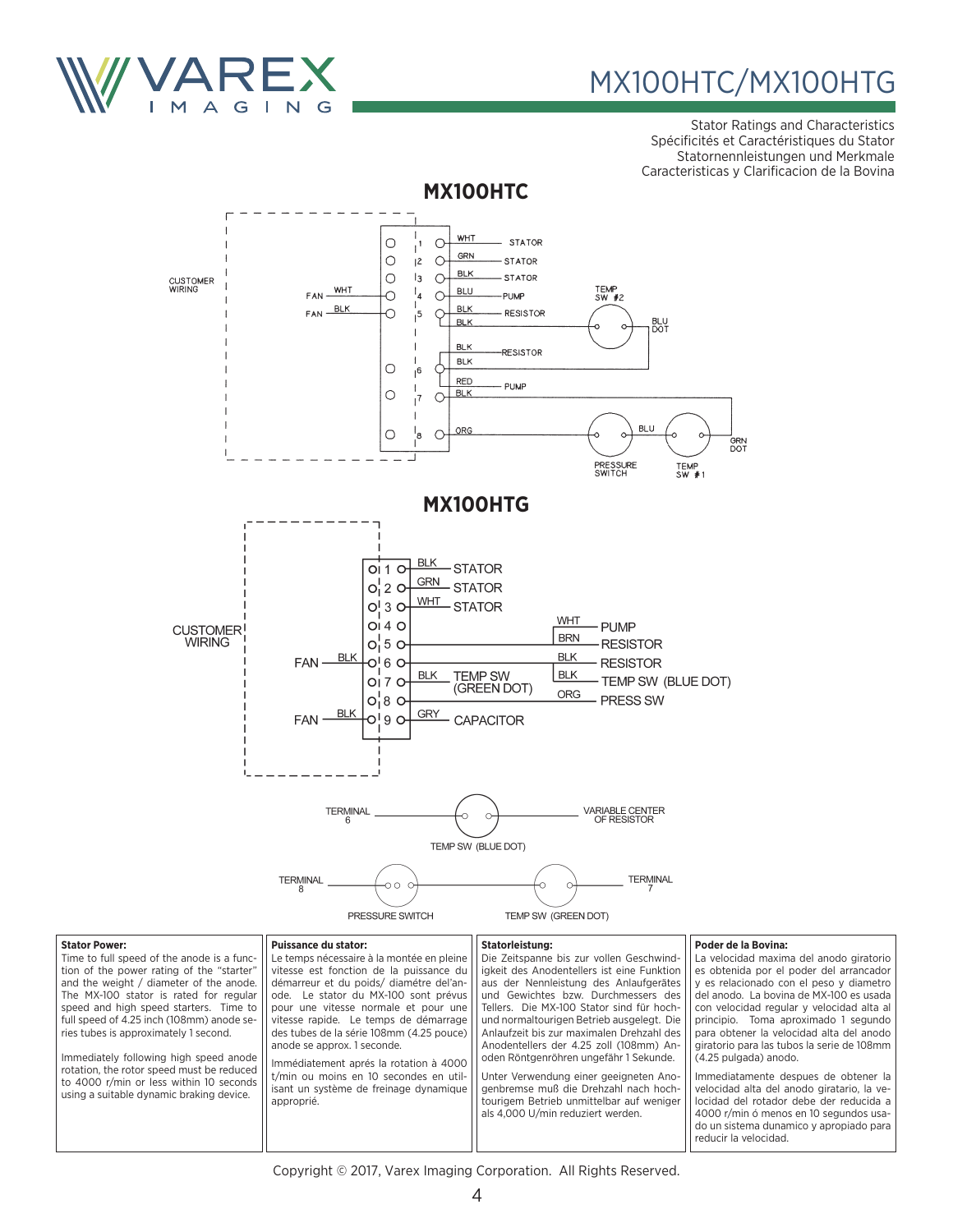# MX100HTC/MX100HTG

Stator Ratings and Characteristics
Spécificités et Caractéristiques du Stator
Statornennleistungen und Merkmale
Caracteristicas y Clarificacion de la Bovina

## MX100HTC

CUSTOMER WIRING

| Customer Side | Terminal | Wire | Connection |
|---|---|---|---|
| | 1 | WHT | STATOR |
| | 2 | GRN | STATOR |
| | 3 | BLK | STATOR |
| FAN (WHT) | 4 | BLU | PUMP |
| FAN (BLK) | 5 | BLK | RESISTOR |
| | 5 | BLK | TEMP SW #2 – BLU DOT |
| | 6 | BLK | RESISTOR |
| | 6 | BLK | TEMP SW #2 |
| | 6 | RED | PUMP |
| | 7 | BLK | TEMP SW #1 – GRN DOT |
| | 8 | ORG | PRESSURE SWITCH |

PRESSURE SWITCH – BLU – TEMP SW #1 (GRN DOT)

## MX100HTG

CUSTOMER WIRING

| Customer Side | Terminal | Wire | Connection |
|---|---|---|---|
| | 1 | BLK | STATOR |
| | 2 | GRN | STATOR |
| | 3 | WHT | STATOR |
| | 4 | WHT | PUMP |
| | 5 | BRN | RESISTOR |
| FAN (BLK) | 6 | BLK | RESISTOR |
| | 7 | BLK | TEMP SW (GREEN DOT) |
| | 7 | BLK | TEMP SW (BLUE DOT) |
| | 8 | ORG | PRESS SW |
| FAN (BLK) | 9 | GRY | CAPACITOR |

TERMINAL 6 — TEMP SW (BLUE DOT) — VARIABLE CENTER OF RESISTOR

TERMINAL 8 — PRESSURE SWITCH — TEMP SW (GREEN DOT) — TERMINAL 7

**Stator Power:**
Time to full speed of the anode is a function of the power rating of the "starter" and the weight / diameter of the anode. The MX-100 stator is rated for regular speed and high speed starters. Time to full speed of 4.25 inch (108mm) anode series tubes is approximately 1 second.

Immediately following high speed anode rotation, the rotor speed must be reduced to 4000 r/min or less within 10 seconds using a suitable dynamic braking device.

**Puissance du stator:**
Le temps nécessaire à la montée en pleine vitesse est fonction de la puissance du démarreur et du poids/ diamétre del'anode. Le stator du MX-100 sont prévus pour une vitesse normale et pour une vitesse rapide. Le temps de démarrage des tubes de la série 108mm (4.25 pouce) anode se approx. 1 seconde.

Immédiatement aprés la rotation à 4000 t/min ou moins en 10 secondes en utilisant un système de freinage dynamique approprié.

**Statorleistung:**
Die Zeitspanne bis zur vollen Geschwindigkeit des Anodentellers ist eine Funktion aus der Nennleistung des Anlaufgerätes und Gewichtes bzw. Durchmessers des Tellers. Die MX-100 Stator sind für hochund normaltourigen Betrieb ausgelegt. Die Anlaufzeit bis zur maximalen Drehzahl des Anodentellers der 4.25 zoll (108mm) Anoden Röntgenröhren ungefähr 1 Sekunde.

Unter Verwendung einer geeigneten Anogenbremse muß die Drehzahl nach hochtourigem Betrieb unmittelbar auf weniger als 4,000 U/min reduziert werden.

**Poder de la Bovina:**
La velocidad maxima del anodo giratorio es obtenida por el poder del arrancador y es relacionado con el peso y diametro del anodo. La bovina de MX-100 es usada con velocidad regular y velocidad alta al principio. Toma aproximado 1 segundo para obtener la velocidad alta del anodo giratorio para las tubos la serie de 108mm (4.25 pulgada) anodo.

Immediatamente despues de obtener la velocidad alta del anodo giratario, la velocidad del rotador debe der reducida a 4000 r/min ó menos en 10 segundos usado un sistema dunamico y apropiado para reducir la velocidad.

Copyright © 2017, Varex Imaging Corporation. All Rights Reserved.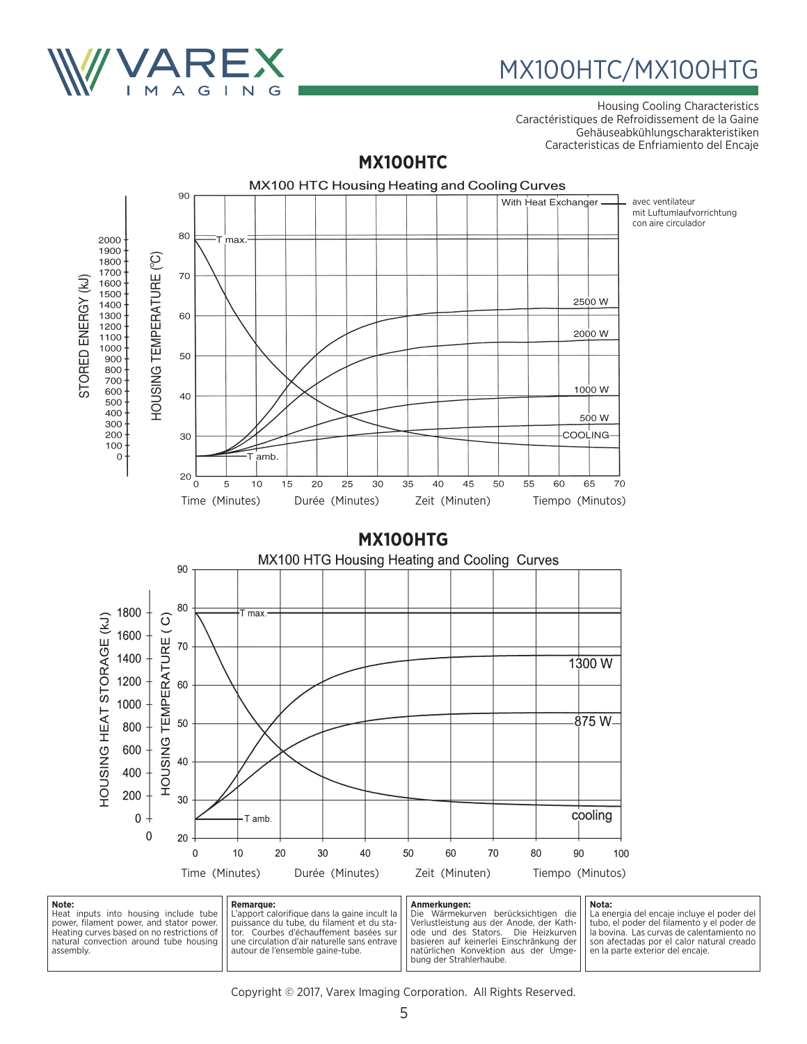Housing Cooling Characteristics
Caractéristiques de Refroidissement de la Gaine
Gehäuseabkühlungscharakteristiken
Caracteristicas de Enfriamiento del Encaje

## MX100HTC

MX100 HTC Housing Heating and Cooling Curves

With Heat Exchanger — avec ventilateur / mit Luftumlaufvorrichtung / con aire circulador

STORED ENERGY (kJ) / HOUSING TEMPERATURE (°C)

T max. / T amb. / 2500 W / 2000 W / 1000 W / 500 W / COOLING

Time (Minutes) Durée (Minutes) Zeit (Minuten) Tiempo (Minutos)

## MX100HTG

MX100 HTG Housing Heating and Cooling Curves

HOUSING HEAT STORAGE (kJ) / HOUSING TEMPERATURE ( C)

T max. / T amb. / 1300 W / 875 W / cooling

Time (Minutes) Durée (Minutes) Zeit (Minuten) Tiempo (Minutos)

**Note:**
Heat inputs into housing include tube power, filament power, and stator power. Heating curves based on no restrictions of natural convection around tube housing assembly.

**Remarque:**
L'apport calorifique dans la gaine incult la puissance du tube, du filament et du stator. Courbes d'échauffement basées sur une circulation d'air naturelle sans entrave autour de l'ensemble gaine-tube.

**Anmerkungen:**
Die Wärmekurven berücksichtigen die Verlustleistung aus der Anode, der Kathode und des Stators. Die Heizkurven basieren auf keinerlei Einschränkung der natürlichen Konvektion aus der Umgebung der Strahlerhaube.

**Nota:**
La energia del encaje incluye el poder del tubo, el poder del filamento y el poder de la bovina. Las curvas de calentamiento no son afectadas por el calor natural creado en la parte exterior del encaje.

Copyright © 2017, Varex Imaging Corporation. All Rights Reserved.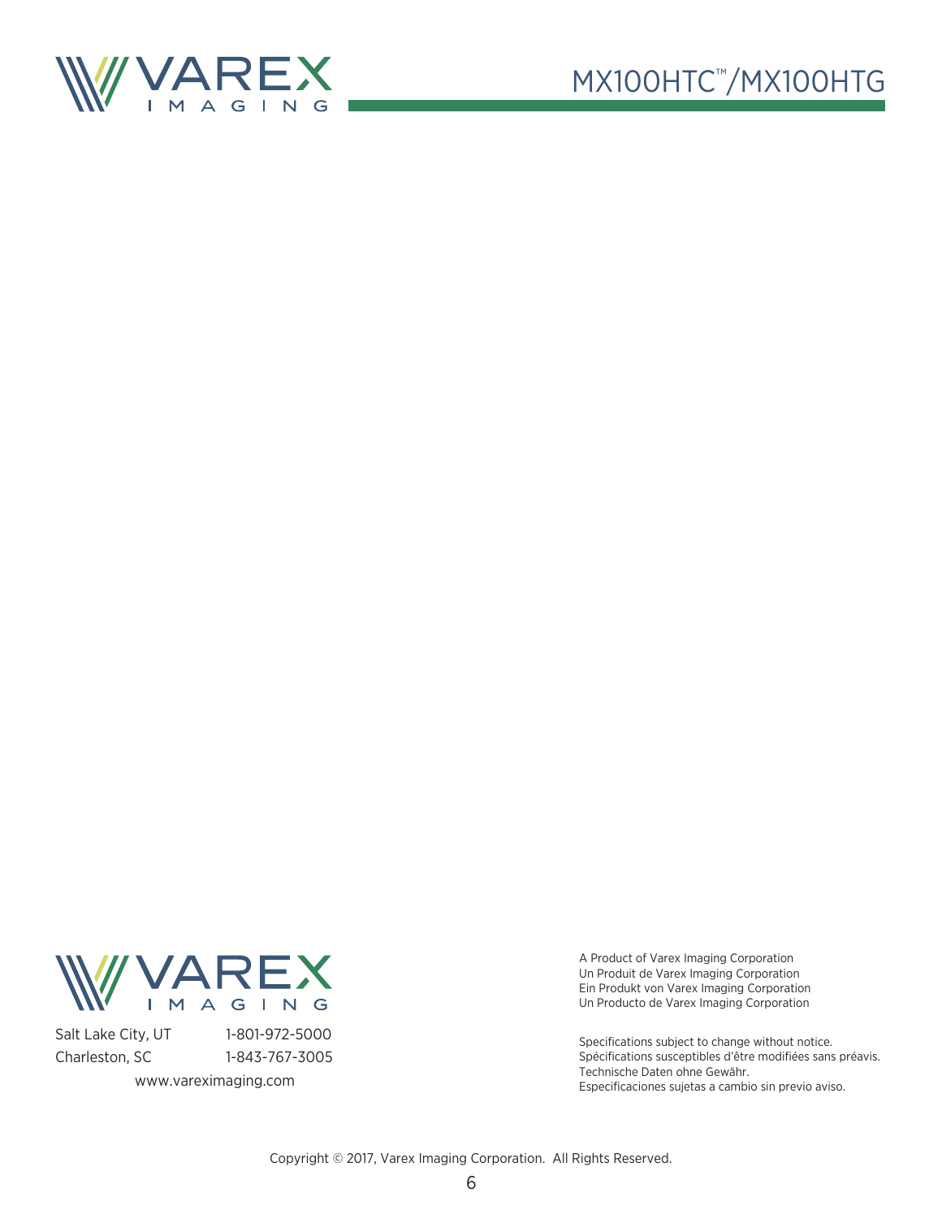VAREX IMAGING

Salt Lake City, UT 1-801-972-5000

Charleston, SC 1-843-767-3005

www.vareximaging.com

A Product of Varex Imaging Corporation
Un Produit de Varex Imaging Corporation
Ein Produkt von Varex Imaging Corporation
Un Producto de Varex Imaging Corporation

Specifications subject to change without notice.
Spécifications susceptibles d'être modifiées sans préavis.
Technische Daten ohne Gewähr.
Especificaciones sujetas a cambio sin previo aviso.

Copyright © 2017, Varex Imaging Corporation. All Rights Reserved.